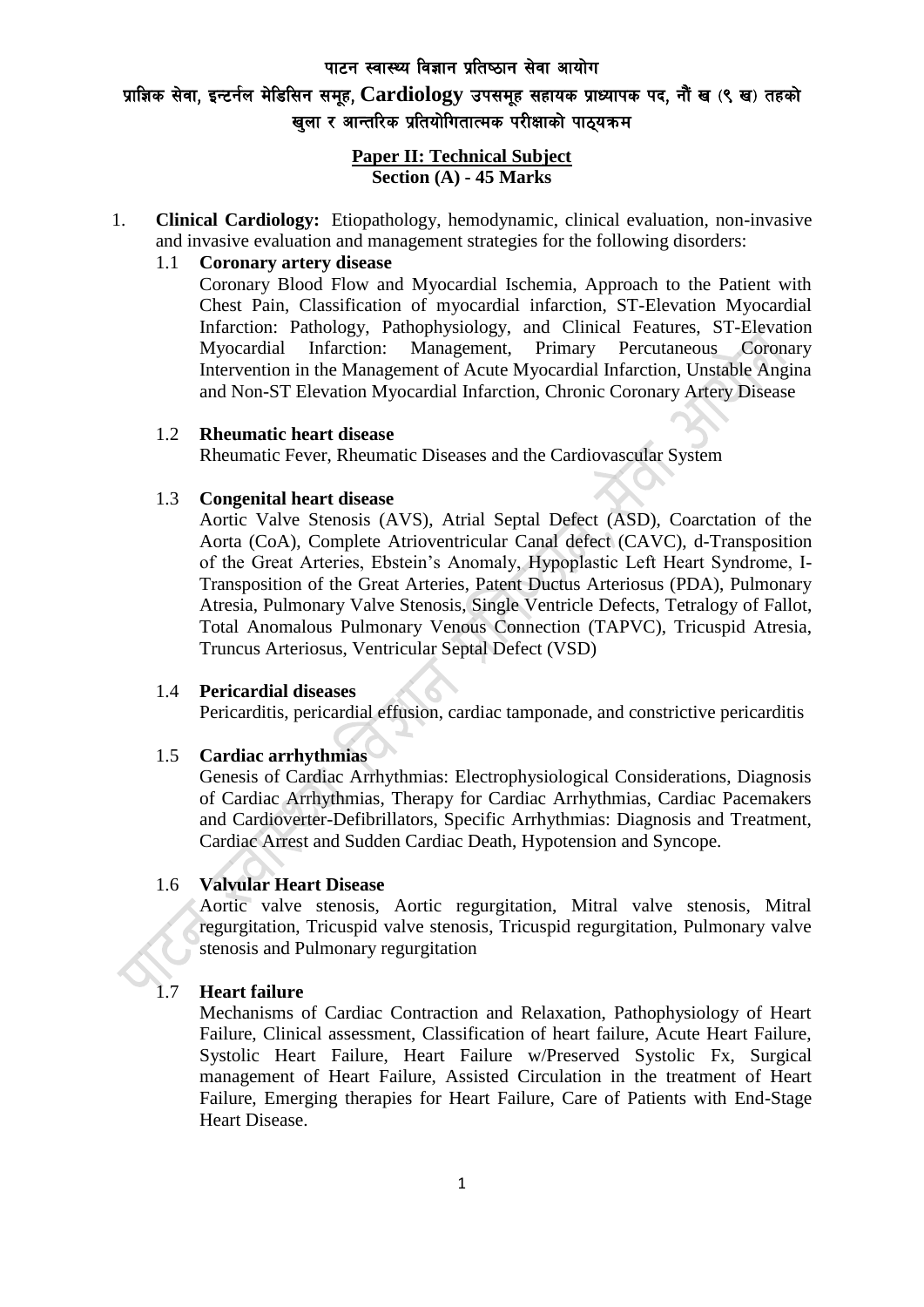# पाटन स्वास्थ्य विज्ञान प्रतिष्ठान सेवा आयोग

## प्राज्ञिक सेवा, इन्टर्नल मेडिसिन समूह, Cardiology उपसमूह सहायक प्राध्यापक पद, नौं ख (९ ख) तहको खुला र आन्तरिक प्रतियोगितात्मक परीक्षाको पाठ्यक्रम

**Paper II: Technical Subject**
**Section (A) - 45 Marks**

1. **Clinical Cardiology:** Etiopathology, hemodynamic, clinical evaluation, non-invasive and invasive evaluation and management strategies for the following disorders:

   1.1 **Coronary artery disease**
   Coronary Blood Flow and Myocardial Ischemia, Approach to the Patient with Chest Pain, Classification of myocardial infarction, ST-Elevation Myocardial Infarction: Pathology, Pathophysiology, and Clinical Features, ST-Elevation Myocardial Infarction: Management, Primary Percutaneous Coronary Intervention in the Management of Acute Myocardial Infarction, Unstable Angina and Non-ST Elevation Myocardial Infarction, Chronic Coronary Artery Disease

   1.2 **Rheumatic heart disease**
   Rheumatic Fever, Rheumatic Diseases and the Cardiovascular System

   1.3 **Congenital heart disease**
   Aortic Valve Stenosis (AVS), Atrial Septal Defect (ASD), Coarctation of the Aorta (CoA), Complete Atrioventricular Canal defect (CAVC), d-Transposition of the Great Arteries, Ebstein's Anomaly, Hypoplastic Left Heart Syndrome, I-Transposition of the Great Arteries, Patent Ductus Arteriosus (PDA), Pulmonary Atresia, Pulmonary Valve Stenosis, Single Ventricle Defects, Tetralogy of Fallot, Total Anomalous Pulmonary Venous Connection (TAPVC), Tricuspid Atresia, Truncus Arteriosus, Ventricular Septal Defect (VSD)

   1.4 **Pericardial diseases**
   Pericarditis, pericardial effusion, cardiac tamponade, and constrictive pericarditis

   1.5 **Cardiac arrhythmias**
   Genesis of Cardiac Arrhythmias: Electrophysiological Considerations, Diagnosis of Cardiac Arrhythmias, Therapy for Cardiac Arrhythmias, Cardiac Pacemakers and Cardioverter-Defibrillators, Specific Arrhythmias: Diagnosis and Treatment, Cardiac Arrest and Sudden Cardiac Death, Hypotension and Syncope.

   1.6 **Valvular Heart Disease**
   Aortic valve stenosis, Aortic regurgitation, Mitral valve stenosis, Mitral regurgitation, Tricuspid valve stenosis, Tricuspid regurgitation, Pulmonary valve stenosis and Pulmonary regurgitation

   1.7 **Heart failure**
   Mechanisms of Cardiac Contraction and Relaxation, Pathophysiology of Heart Failure, Clinical assessment, Classification of heart failure, Acute Heart Failure, Systolic Heart Failure, Heart Failure w/Preserved Systolic Fx, Surgical management of Heart Failure, Assisted Circulation in the treatment of Heart Failure, Emerging therapies for Heart Failure, Care of Patients with End-Stage Heart Disease.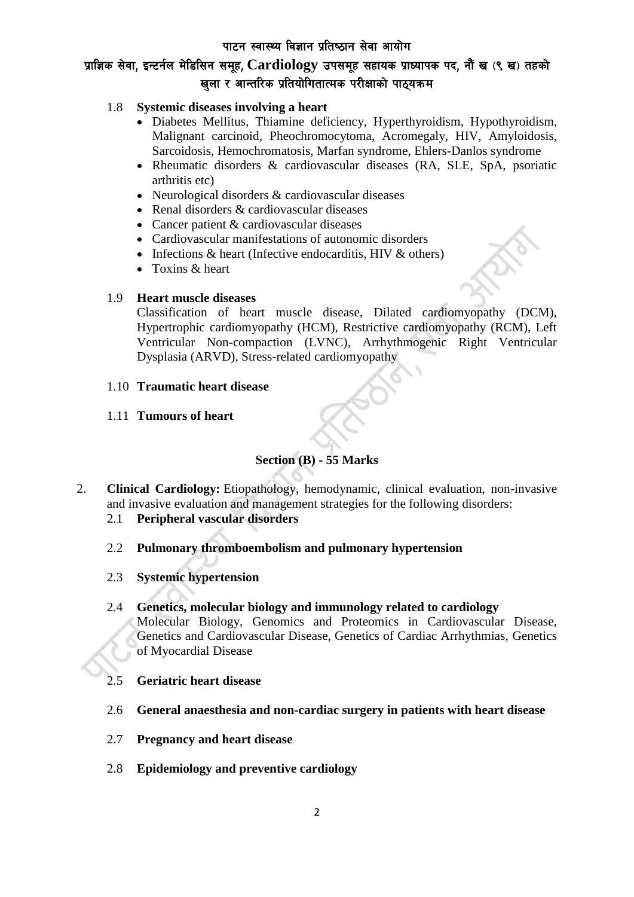1.8 **Systemic diseases involving a heart**

- Diabetes Mellitus, Thiamine deficiency, Hyperthyroidism, Hypothyroidism, Malignant carcinoid, Pheochromocytoma, Acromegaly, HIV, Amyloidosis, Sarcoidosis, Hemochromatosis, Marfan syndrome, Ehlers-Danlos syndrome
- Rheumatic disorders & cardiovascular diseases (RA, SLE, SpA, psoriatic arthritis etc)
- Neurological disorders & cardiovascular diseases
- Renal disorders & cardiovascular diseases
- Cancer patient & cardiovascular diseases
- Cardiovascular manifestations of autonomic disorders
- Infections & heart (Infective endocarditis, HIV & others)
- Toxins & heart

1.9 **Heart muscle diseases**

Classification of heart muscle disease, Dilated cardiomyopathy (DCM), Hypertrophic cardiomyopathy (HCM), Restrictive cardiomyopathy (RCM), Left Ventricular Non-compaction (LVNC), Arrhythmogenic Right Ventricular Dysplasia (ARVD), Stress-related cardiomyopathy

1.10 **Traumatic heart disease**

1.11 **Tumours of heart**

## Section (B) - 55 Marks

2. **Clinical Cardiology:** Etiopathology, hemodynamic, clinical evaluation, non-invasive and invasive evaluation and management strategies for the following disorders:

2.1 **Peripheral vascular disorders**

2.2 **Pulmonary thromboembolism and pulmonary hypertension**

2.3 **Systemic hypertension**

2.4 **Genetics, molecular biology and immunology related to cardiology**

Molecular Biology, Genomics and Proteomics in Cardiovascular Disease, Genetics and Cardiovascular Disease, Genetics of Cardiac Arrhythmias, Genetics of Myocardial Disease

2.5 **Geriatric heart disease**

2.6 **General anaesthesia and non-cardiac surgery in patients with heart disease**

2.7 **Pregnancy and heart disease**

2.8 **Epidemiology and preventive cardiology**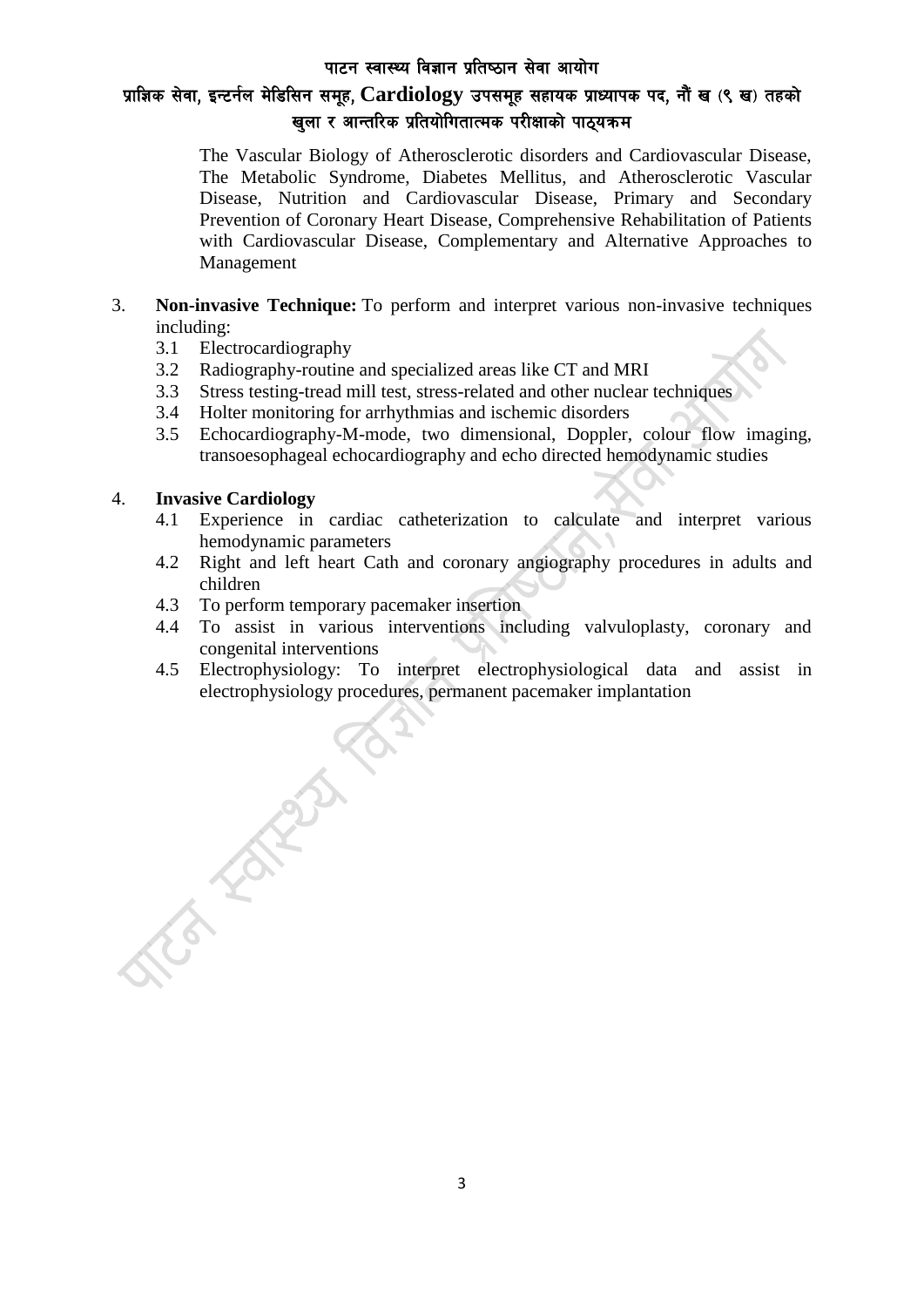The Vascular Biology of Atherosclerotic disorders and Cardiovascular Disease, The Metabolic Syndrome, Diabetes Mellitus, and Atherosclerotic Vascular Disease, Nutrition and Cardiovascular Disease, Primary and Secondary Prevention of Coronary Heart Disease, Comprehensive Rehabilitation of Patients with Cardiovascular Disease, Complementary and Alternative Approaches to Management

3. **Non-invasive Technique:** To perform and interpret various non-invasive techniques including:
   - 3.1 Electrocardiography
   - 3.2 Radiography-routine and specialized areas like CT and MRI
   - 3.3 Stress testing-tread mill test, stress-related and other nuclear techniques
   - 3.4 Holter monitoring for arrhythmias and ischemic disorders
   - 3.5 Echocardiography-M-mode, two dimensional, Doppler, colour flow imaging, transoesophageal echocardiography and echo directed hemodynamic studies

4. **Invasive Cardiology**
   - 4.1 Experience in cardiac catheterization to calculate and interpret various hemodynamic parameters
   - 4.2 Right and left heart Cath and coronary angiography procedures in adults and children
   - 4.3 To perform temporary pacemaker insertion
   - 4.4 To assist in various interventions including valvuloplasty, coronary and congenital interventions
   - 4.5 Electrophysiology: To interpret electrophysiological data and assist in electrophysiology procedures, permanent pacemaker implantation